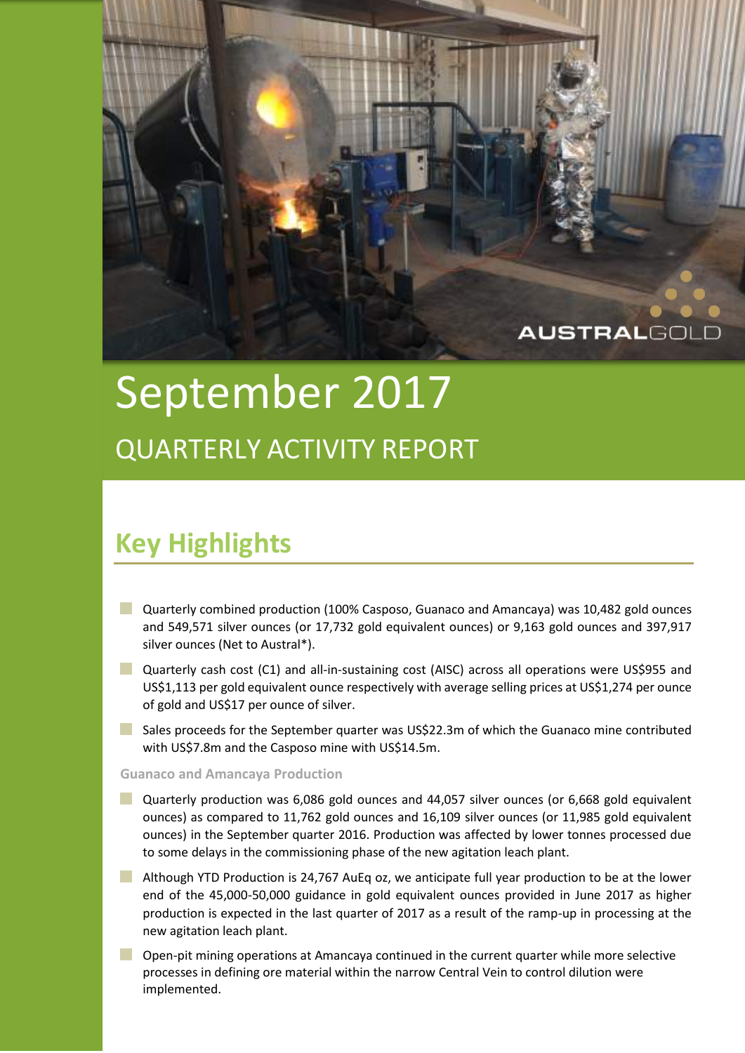# September 2017

## QUARTERLY ACTIVITY REPORT

## Key Highlights

- Quarterly combined production (100% Casposo, Guanaco and Amancaya) was 10,482 gold ounces and 549,571 silver ounces (or 17,732 gold equivalent ounces) or 9,163 gold ounces and 397,917 silver ounces (Net to Austral*).
- Quarterly cash cost (C1) and all-in-sustaining cost (AISC) across all operations were US$955 and US$1,113 per gold equivalent ounce respectively with average selling prices at US$1,274 per ounce of gold and US$17 per ounce of silver.
- Sales proceeds for the September quarter was US$22.3m of which the Guanaco mine contributed with US$7.8m and the Casposo mine with US$14.5m.

### Guanaco and Amancaya Production

- Quarterly production was 6,086 gold ounces and 44,057 silver ounces (or 6,668 gold equivalent ounces) as compared to 11,762 gold ounces and 16,109 silver ounces (or 11,985 gold equivalent ounces) in the September quarter 2016. Production was affected by lower tonnes processed due to some delays in the commissioning phase of the new agitation leach plant.
- Although YTD Production is 24,767 AuEq oz, we anticipate full year production to be at the lower end of the 45,000-50,000 guidance in gold equivalent ounces provided in June 2017 as higher production is expected in the last quarter of 2017 as a result of the ramp-up in processing at the new agitation leach plant.
- Open-pit mining operations at Amancaya continued in the current quarter while more selective processes in defining ore material within the narrow Central Vein to control dilution were implemented.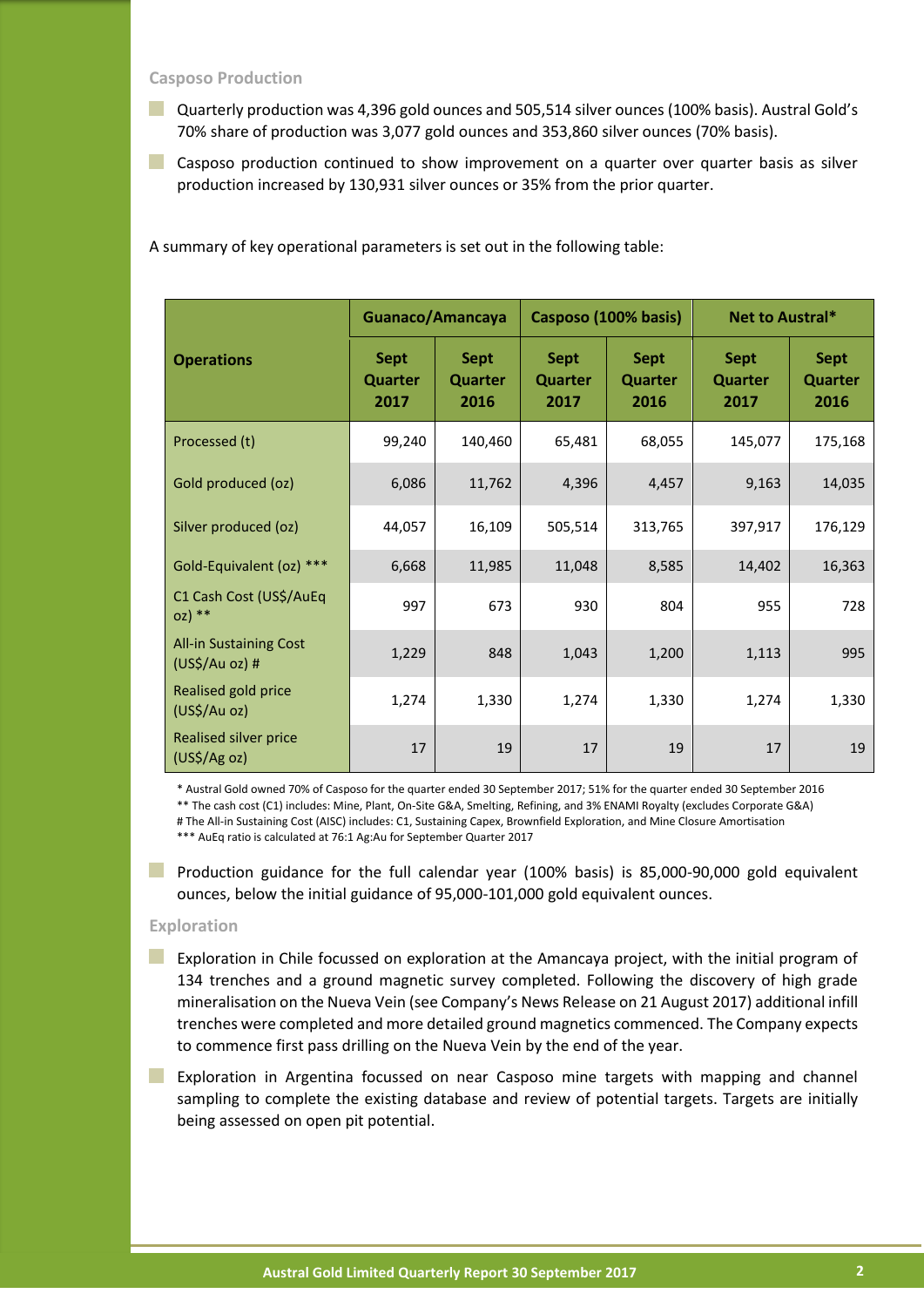### Casposo Production

- Quarterly production was 4,396 gold ounces and 505,514 silver ounces (100% basis). Austral Gold's 70% share of production was 3,077 gold ounces and 353,860 silver ounces (70% basis).
- Casposo production continued to show improvement on a quarter over quarter basis as silver production increased by 130,931 silver ounces or 35% from the prior quarter.

A summary of key operational parameters is set out in the following table:

| Operations | Guanaco/Amancaya | | Casposo (100% basis) | | Net to Austral* | |
|---|---|---|---|---|---|---|
| | Sept Quarter 2017 | Sept Quarter 2016 | Sept Quarter 2017 | Sept Quarter 2016 | Sept Quarter 2017 | Sept Quarter 2016 |
| Processed (t) | 99,240 | 140,460 | 65,481 | 68,055 | 145,077 | 175,168 |
| Gold produced (oz) | 6,086 | 11,762 | 4,396 | 4,457 | 9,163 | 14,035 |
| Silver produced (oz) | 44,057 | 16,109 | 505,514 | 313,765 | 397,917 | 176,129 |
| Gold-Equivalent (oz) *** | 6,668 | 11,985 | 11,048 | 8,585 | 14,402 | 16,363 |
| C1 Cash Cost (US$/AuEq oz) ** | 997 | 673 | 930 | 804 | 955 | 728 |
| All-in Sustaining Cost (US$/Au oz) # | 1,229 | 848 | 1,043 | 1,200 | 1,113 | 995 |
| Realised gold price (US$/Au oz) | 1,274 | 1,330 | 1,274 | 1,330 | 1,274 | 1,330 |
| Realised silver price (US$/Ag oz) | 17 | 19 | 17 | 19 | 17 | 19 |

\* Austral Gold owned 70% of Casposo for the quarter ended 30 September 2017; 51% for the quarter ended 30 September 2016
** The cash cost (C1) includes: Mine, Plant, On-Site G&A, Smelting, Refining, and 3% ENAMI Royalty (excludes Corporate G&A)
# The All-in Sustaining Cost (AISC) includes: C1, Sustaining Capex, Brownfield Exploration, and Mine Closure Amortisation
*** AuEq ratio is calculated at 76:1 Ag:Au for September Quarter 2017

- Production guidance for the full calendar year (100% basis) is 85,000-90,000 gold equivalent ounces, below the initial guidance of 95,000-101,000 gold equivalent ounces.

### Exploration

- Exploration in Chile focussed on exploration at the Amancaya project, with the initial program of 134 trenches and a ground magnetic survey completed. Following the discovery of high grade mineralisation on the Nueva Vein (see Company's News Release on 21 August 2017) additional infill trenches were completed and more detailed ground magnetics commenced. The Company expects to commence first pass drilling on the Nueva Vein by the end of the year.
- Exploration in Argentina focussed on near Casposo mine targets with mapping and channel sampling to complete the existing database and review of potential targets. Targets are initially being assessed on open pit potential.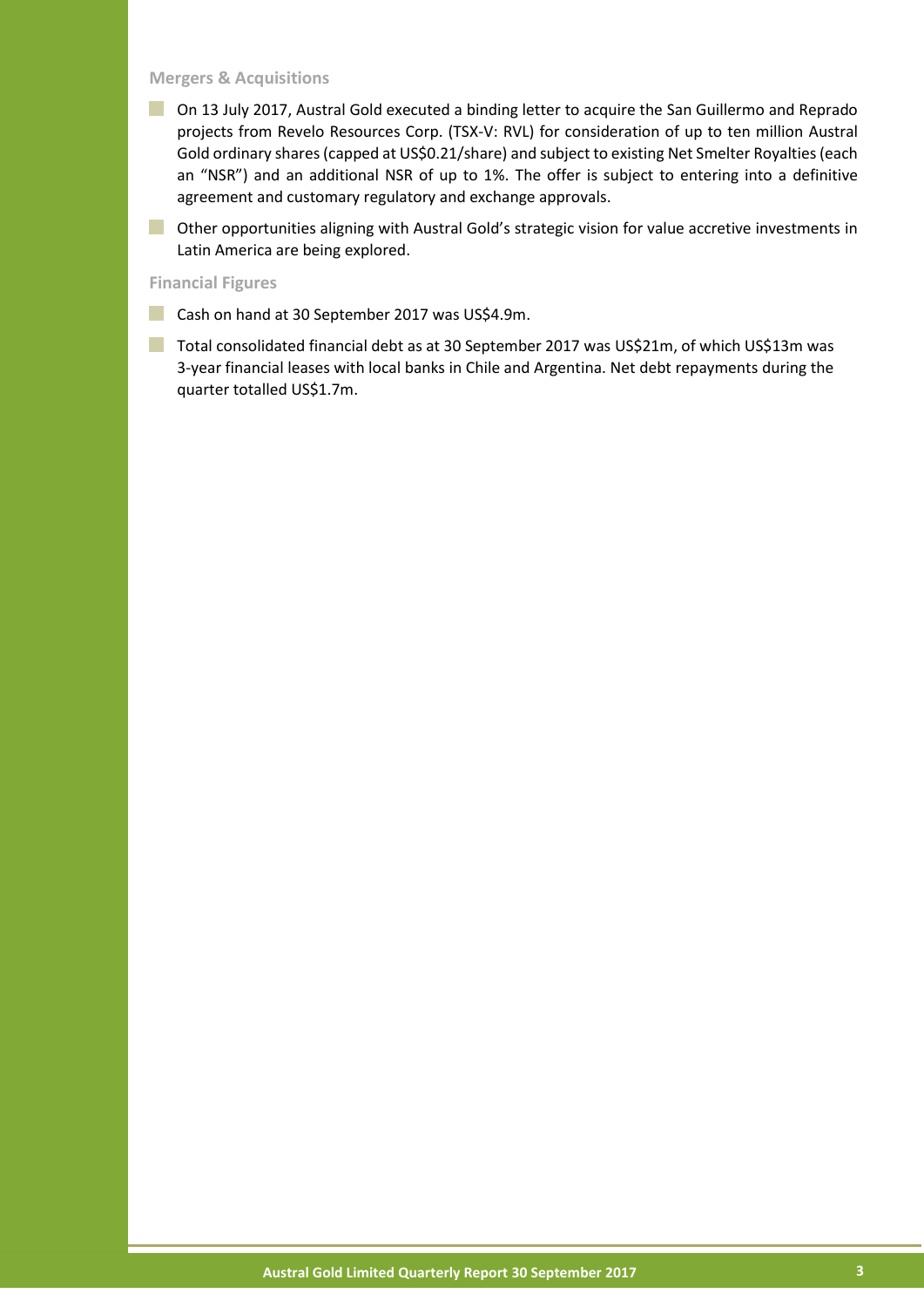### Mergers & Acquisitions

- On 13 July 2017, Austral Gold executed a binding letter to acquire the San Guillermo and Reprado projects from Revelo Resources Corp. (TSX-V: RVL) for consideration of up to ten million Austral Gold ordinary shares (capped at US$0.21/share) and subject to existing Net Smelter Royalties (each an "NSR") and an additional NSR of up to 1%. The offer is subject to entering into a definitive agreement and customary regulatory and exchange approvals.
- Other opportunities aligning with Austral Gold's strategic vision for value accretive investments in Latin America are being explored.

### Financial Figures

- Cash on hand at 30 September 2017 was US$4.9m.
- Total consolidated financial debt as at 30 September 2017 was US$21m, of which US$13m was 3-year financial leases with local banks in Chile and Argentina. Net debt repayments during the quarter totalled US$1.7m.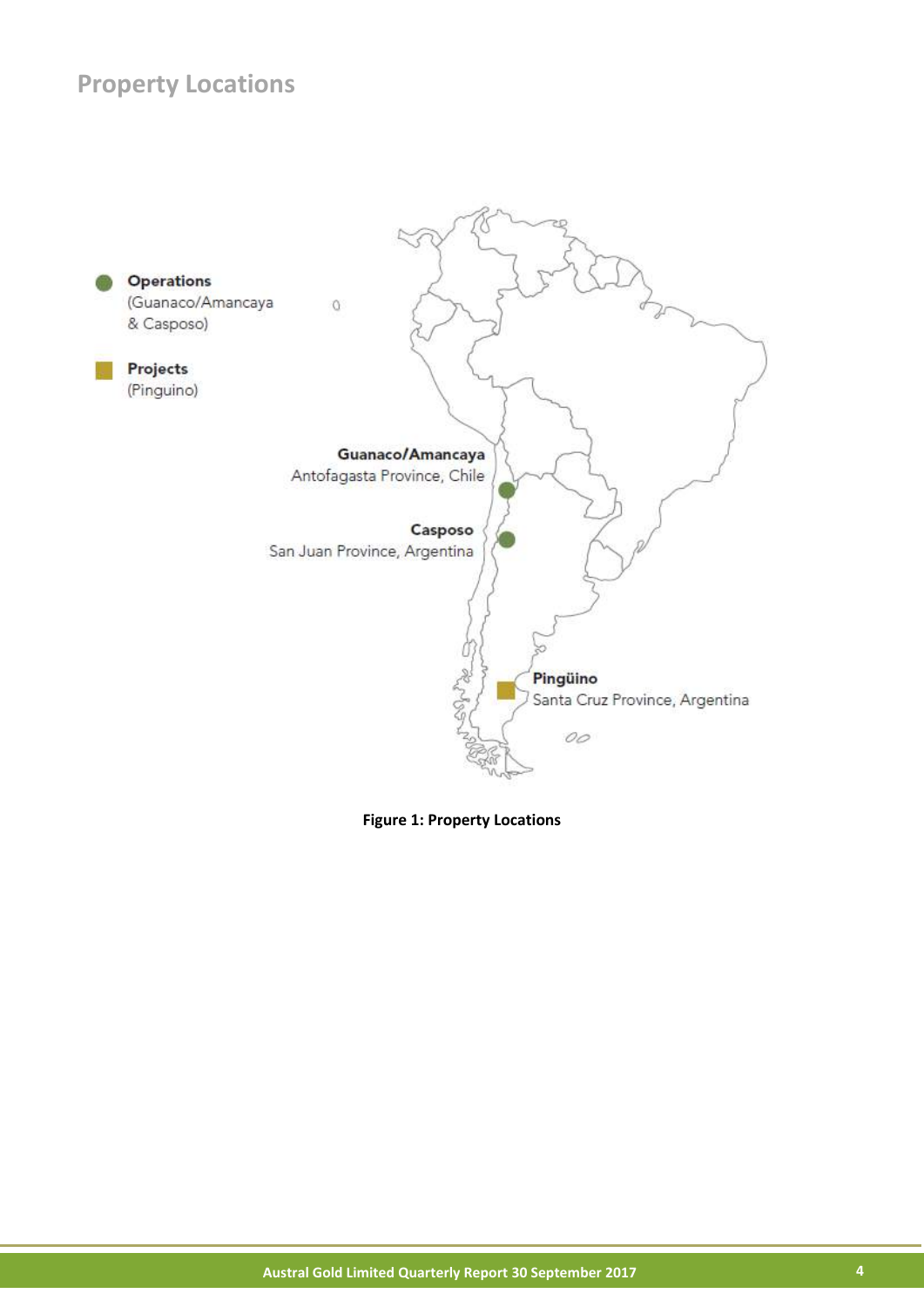## Property Locations

**Operations**
(Guanaco/Amancaya & Casposo)

**Projects**
(Pinguino)

**Guanaco/Amancaya**
Antofagasta Province, Chile

**Casposo**
San Juan Province, Argentina

**Pingüino**
Santa Cruz Province, Argentina

**Figure 1: Property Locations**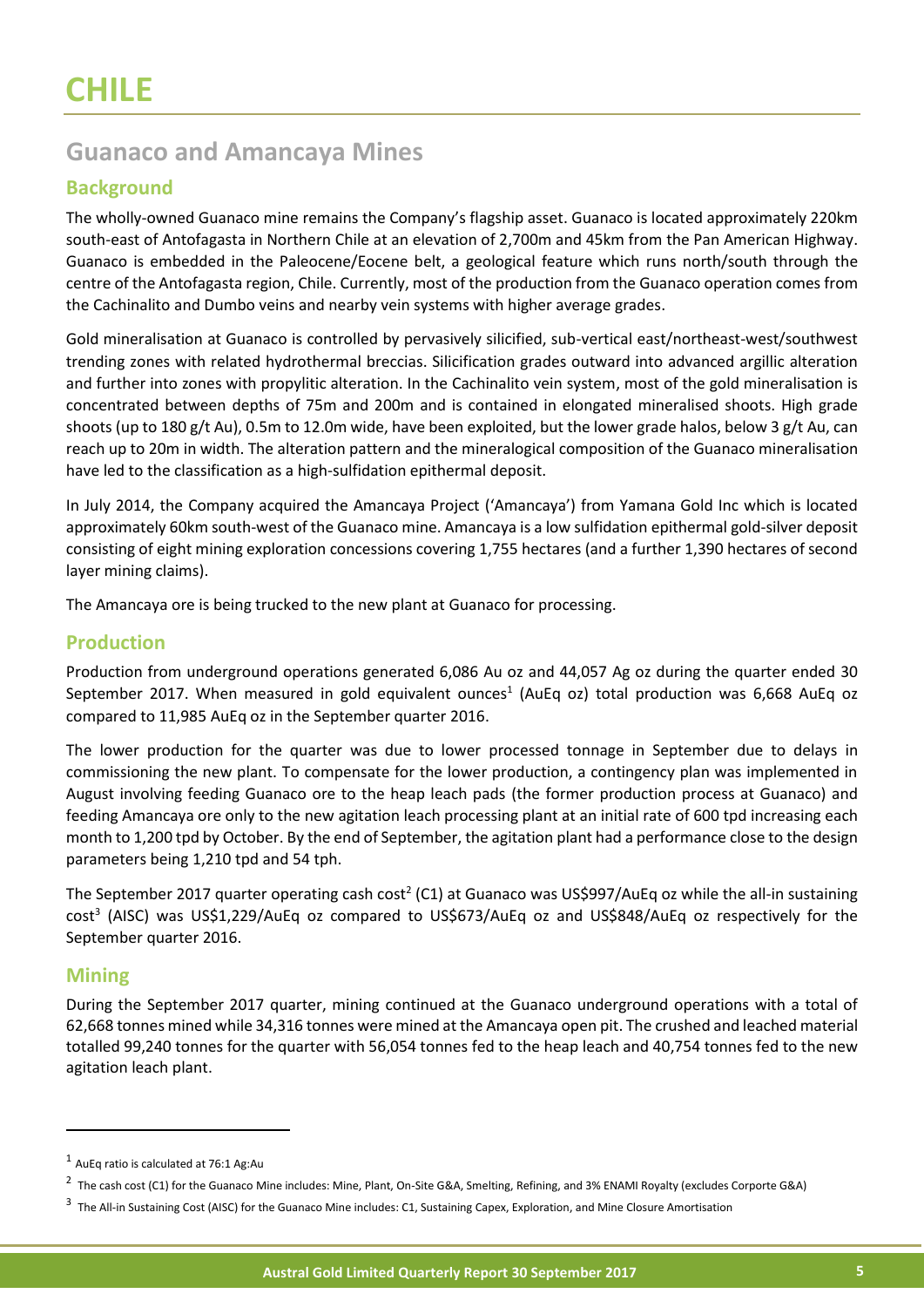# CHILE

## Guanaco and Amancaya Mines

### Background

The wholly-owned Guanaco mine remains the Company's flagship asset. Guanaco is located approximately 220km south-east of Antofagasta in Northern Chile at an elevation of 2,700m and 45km from the Pan American Highway. Guanaco is embedded in the Paleocene/Eocene belt, a geological feature which runs north/south through the centre of the Antofagasta region, Chile. Currently, most of the production from the Guanaco operation comes from the Cachinalito and Dumbo veins and nearby vein systems with higher average grades.

Gold mineralisation at Guanaco is controlled by pervasively silicified, sub-vertical east/northeast-west/southwest trending zones with related hydrothermal breccias. Silicification grades outward into advanced argillic alteration and further into zones with propylitic alteration. In the Cachinalito vein system, most of the gold mineralisation is concentrated between depths of 75m and 200m and is contained in elongated mineralised shoots. High grade shoots (up to 180 g/t Au), 0.5m to 12.0m wide, have been exploited, but the lower grade halos, below 3 g/t Au, can reach up to 20m in width. The alteration pattern and the mineralogical composition of the Guanaco mineralisation have led to the classification as a high-sulfidation epithermal deposit.

In July 2014, the Company acquired the Amancaya Project ('Amancaya') from Yamana Gold Inc which is located approximately 60km south-west of the Guanaco mine. Amancaya is a low sulfidation epithermal gold-silver deposit consisting of eight mining exploration concessions covering 1,755 hectares (and a further 1,390 hectares of second layer mining claims).

The Amancaya ore is being trucked to the new plant at Guanaco for processing.

### Production

Production from underground operations generated 6,086 Au oz and 44,057 Ag oz during the quarter ended 30 September 2017. When measured in gold equivalent ounces[1] (AuEq oz) total production was 6,668 AuEq oz compared to 11,985 AuEq oz in the September quarter 2016.

The lower production for the quarter was due to lower processed tonnage in September due to delays in commissioning the new plant. To compensate for the lower production, a contingency plan was implemented in August involving feeding Guanaco ore to the heap leach pads (the former production process at Guanaco) and feeding Amancaya ore only to the new agitation leach processing plant at an initial rate of 600 tpd increasing each month to 1,200 tpd by October. By the end of September, the agitation plant had a performance close to the design parameters being 1,210 tpd and 54 tph.

The September 2017 quarter operating cash cost[2] (C1) at Guanaco was US$997/AuEq oz while the all-in sustaining cost[3] (AISC) was US$1,229/AuEq oz compared to US$673/AuEq oz and US$848/AuEq oz respectively for the September quarter 2016.

### Mining

During the September 2017 quarter, mining continued at the Guanaco underground operations with a total of 62,668 tonnes mined while 34,316 tonnes were mined at the Amancaya open pit. The crushed and leached material totalled 99,240 tonnes for the quarter with 56,054 tonnes fed to the heap leach and 40,754 tonnes fed to the new agitation leach plant.

---

[1] AuEq ratio is calculated at 76:1 Ag:Au

[2] The cash cost (C1) for the Guanaco Mine includes: Mine, Plant, On-Site G&A, Smelting, Refining, and 3% ENAMI Royalty (excludes Corporte G&A)

[3] The All-in Sustaining Cost (AISC) for the Guanaco Mine includes: C1, Sustaining Capex, Exploration, and Mine Closure Amortisation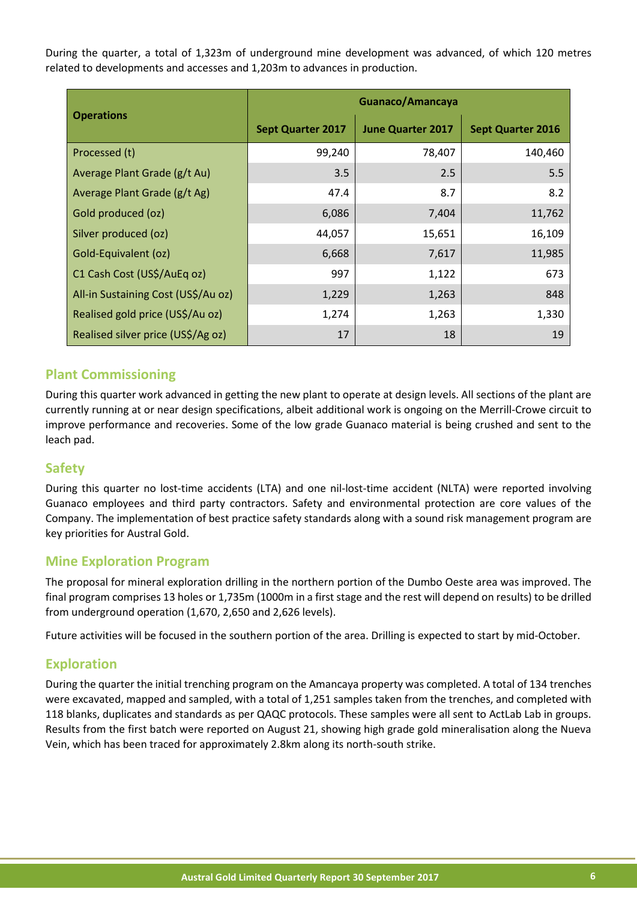During the quarter, a total of 1,323m of underground mine development was advanced, of which 120 metres related to developments and accesses and 1,203m to advances in production.

| Operations | Guanaco/Amancaya | | |
|---|---|---|---|
| | Sept Quarter 2017 | June Quarter 2017 | Sept Quarter 2016 |
| Processed (t) | 99,240 | 78,407 | 140,460 |
| Average Plant Grade (g/t Au) | 3.5 | 2.5 | 5.5 |
| Average Plant Grade (g/t Ag) | 47.4 | 8.7 | 8.2 |
| Gold produced (oz) | 6,086 | 7,404 | 11,762 |
| Silver produced (oz) | 44,057 | 15,651 | 16,109 |
| Gold-Equivalent (oz) | 6,668 | 7,617 | 11,985 |
| C1 Cash Cost (US$/AuEq oz) | 997 | 1,122 | 673 |
| All-in Sustaining Cost (US$/Au oz) | 1,229 | 1,263 | 848 |
| Realised gold price (US$/Au oz) | 1,274 | 1,263 | 1,330 |
| Realised silver price (US$/Ag oz) | 17 | 18 | 19 |

## Plant Commissioning

During this quarter work advanced in getting the new plant to operate at design levels. All sections of the plant are currently running at or near design specifications, albeit additional work is ongoing on the Merrill-Crowe circuit to improve performance and recoveries. Some of the low grade Guanaco material is being crushed and sent to the leach pad.

## Safety

During this quarter no lost-time accidents (LTA) and one nil-lost-time accident (NLTA) were reported involving Guanaco employees and third party contractors. Safety and environmental protection are core values of the Company. The implementation of best practice safety standards along with a sound risk management program are key priorities for Austral Gold.

## Mine Exploration Program

The proposal for mineral exploration drilling in the northern portion of the Dumbo Oeste area was improved. The final program comprises 13 holes or 1,735m (1000m in a first stage and the rest will depend on results) to be drilled from underground operation (1,670, 2,650 and 2,626 levels).

Future activities will be focused in the southern portion of the area. Drilling is expected to start by mid-October.

## Exploration

During the quarter the initial trenching program on the Amancaya property was completed. A total of 134 trenches were excavated, mapped and sampled, with a total of 1,251 samples taken from the trenches, and completed with 118 blanks, duplicates and standards as per QAQC protocols. These samples were all sent to ActLab Lab in groups. Results from the first batch were reported on August 21, showing high grade gold mineralisation along the Nueva Vein, which has been traced for approximately 2.8km along its north-south strike.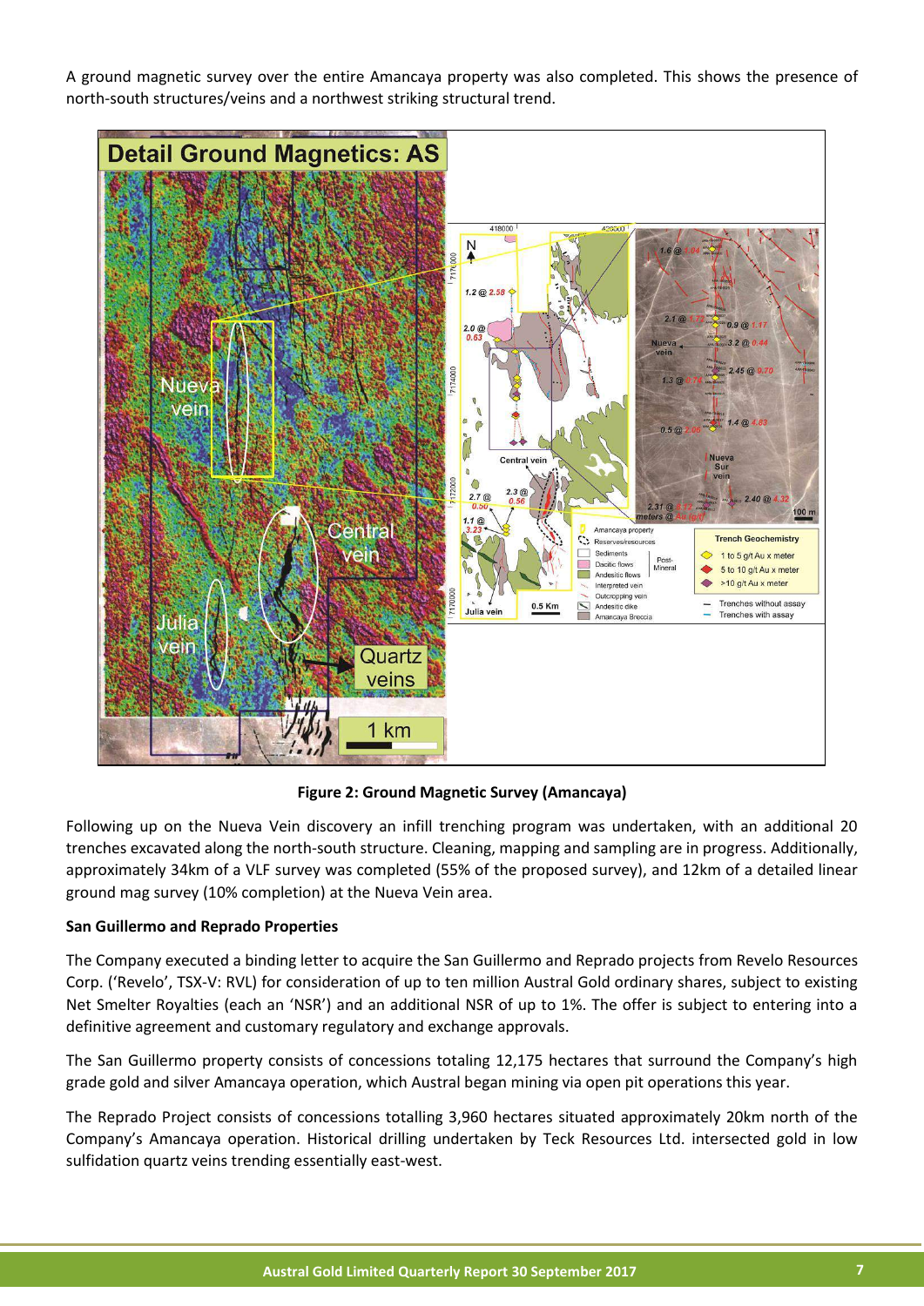A ground magnetic survey over the entire Amancaya property was also completed. This shows the presence of north-south structures/veins and a northwest striking structural trend.

**Figure 2: Ground Magnetic Survey (Amancaya)**

Following up on the Nueva Vein discovery an infill trenching program was undertaken, with an additional 20 trenches excavated along the north-south structure. Cleaning, mapping and sampling are in progress. Additionally, approximately 34km of a VLF survey was completed (55% of the proposed survey), and 12km of a detailed linear ground mag survey (10% completion) at the Nueva Vein area.

**San Guillermo and Reprado Properties**

The Company executed a binding letter to acquire the San Guillermo and Reprado projects from Revelo Resources Corp. ('Revelo', TSX-V: RVL) for consideration of up to ten million Austral Gold ordinary shares, subject to existing Net Smelter Royalties (each an 'NSR') and an additional NSR of up to 1%. The offer is subject to entering into a definitive agreement and customary regulatory and exchange approvals.

The San Guillermo property consists of concessions totaling 12,175 hectares that surround the Company's high grade gold and silver Amancaya operation, which Austral began mining via open pit operations this year.

The Reprado Project consists of concessions totalling 3,960 hectares situated approximately 20km north of the Company's Amancaya operation. Historical drilling undertaken by Teck Resources Ltd. intersected gold in low sulfidation quartz veins trending essentially east-west.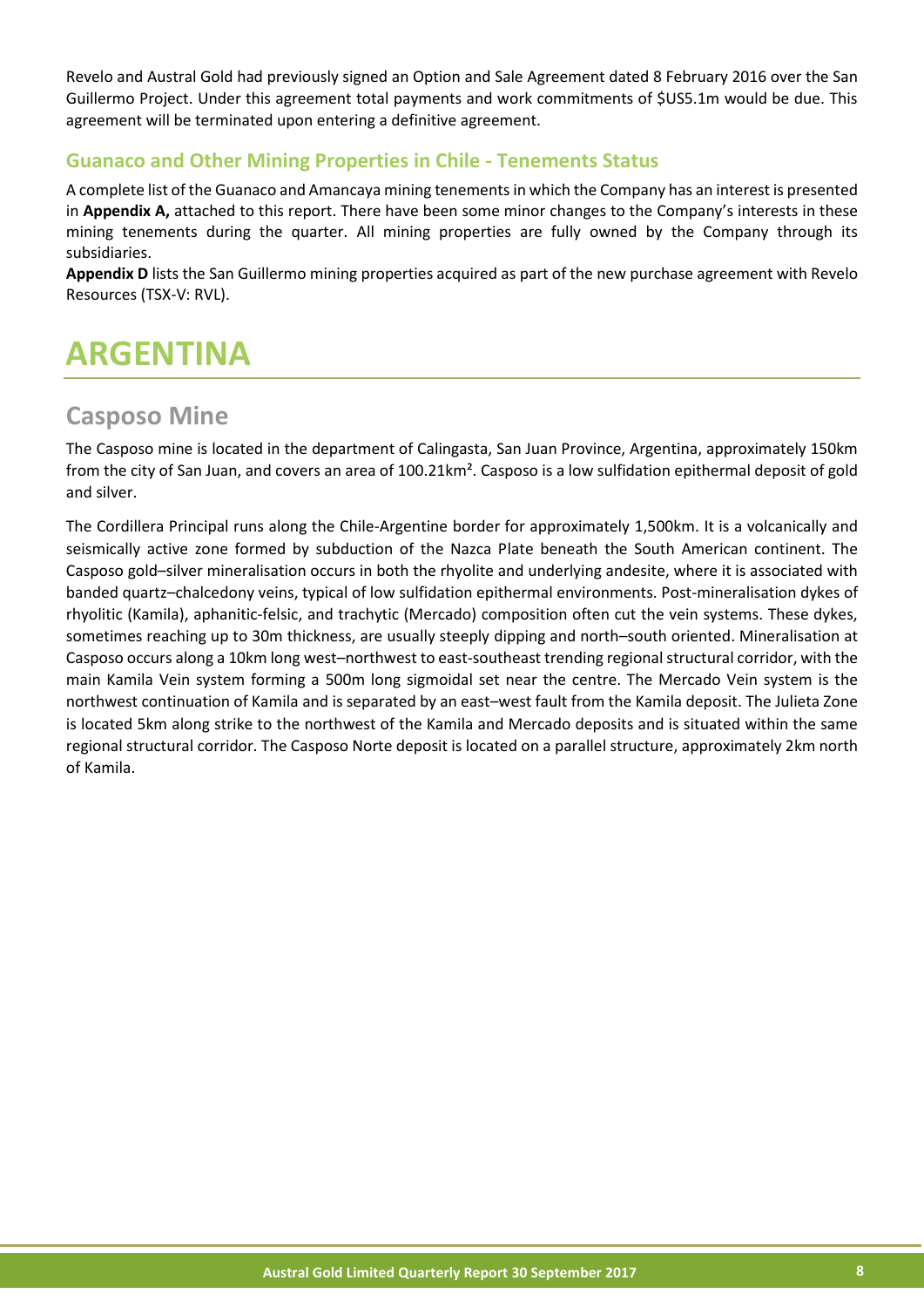Revelo and Austral Gold had previously signed an Option and Sale Agreement dated 8 February 2016 over the San Guillermo Project. Under this agreement total payments and work commitments of $US5.1m would be due. This agreement will be terminated upon entering a definitive agreement.

### Guanaco and Other Mining Properties in Chile - Tenements Status

A complete list of the Guanaco and Amancaya mining tenements in which the Company has an interest is presented in **Appendix A,** attached to this report. There have been some minor changes to the Company's interests in these mining tenements during the quarter. All mining properties are fully owned by the Company through its subsidiaries.

**Appendix D** lists the San Guillermo mining properties acquired as part of the new purchase agreement with Revelo Resources (TSX-V: RVL).

# ARGENTINA

## Casposo Mine

The Casposo mine is located in the department of Calingasta, San Juan Province, Argentina, approximately 150km from the city of San Juan, and covers an area of 100.21km². Casposo is a low sulfidation epithermal deposit of gold and silver.

The Cordillera Principal runs along the Chile-Argentine border for approximately 1,500km. It is a volcanically and seismically active zone formed by subduction of the Nazca Plate beneath the South American continent. The Casposo gold–silver mineralisation occurs in both the rhyolite and underlying andesite, where it is associated with banded quartz–chalcedony veins, typical of low sulfidation epithermal environments. Post-mineralisation dykes of rhyolitic (Kamila), aphanitic-felsic, and trachytic (Mercado) composition often cut the vein systems. These dykes, sometimes reaching up to 30m thickness, are usually steeply dipping and north–south oriented. Mineralisation at Casposo occurs along a 10km long west–northwest to east-southeast trending regional structural corridor, with the main Kamila Vein system forming a 500m long sigmoidal set near the centre. The Mercado Vein system is the northwest continuation of Kamila and is separated by an east–west fault from the Kamila deposit. The Julieta Zone is located 5km along strike to the northwest of the Kamila and Mercado deposits and is situated within the same regional structural corridor. The Casposo Norte deposit is located on a parallel structure, approximately 2km north of Kamila.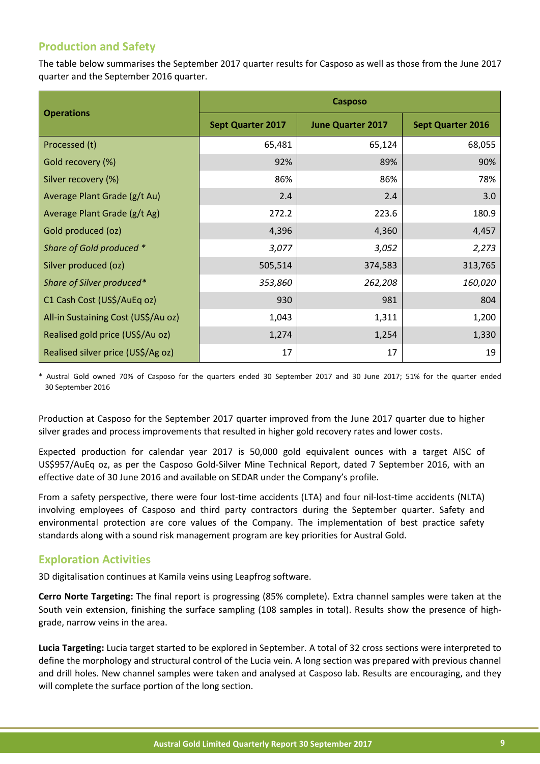## Production and Safety

The table below summarises the September 2017 quarter results for Casposo as well as those from the June 2017 quarter and the September 2016 quarter.

| Operations | Casposo | | |
|---|---|---|---|
| | **Sept Quarter 2017** | **June Quarter 2017** | **Sept Quarter 2016** |
| Processed (t) | 65,481 | 65,124 | 68,055 |
| Gold recovery (%) | 92% | 89% | 90% |
| Silver recovery (%) | 86% | 86% | 78% |
| Average Plant Grade (g/t Au) | 2.4 | 2.4 | 3.0 |
| Average Plant Grade (g/t Ag) | 272.2 | 223.6 | 180.9 |
| Gold produced (oz) | 4,396 | 4,360 | 4,457 |
| *Share of Gold produced \** | *3,077* | *3,052* | *2,273* |
| Silver produced (oz) | 505,514 | 374,583 | 313,765 |
| *Share of Silver produced\** | *353,860* | *262,208* | *160,020* |
| C1 Cash Cost (US$/AuEq oz) | 930 | 981 | 804 |
| All-in Sustaining Cost (US$/Au oz) | 1,043 | 1,311 | 1,200 |
| Realised gold price (US$/Au oz) | 1,274 | 1,254 | 1,330 |
| Realised silver price (US$/Ag oz) | 17 | 17 | 19 |

\* Austral Gold owned 70% of Casposo for the quarters ended 30 September 2017 and 30 June 2017; 51% for the quarter ended 30 September 2016

Production at Casposo for the September 2017 quarter improved from the June 2017 quarter due to higher silver grades and process improvements that resulted in higher gold recovery rates and lower costs.

Expected production for calendar year 2017 is 50,000 gold equivalent ounces with a target AISC of US$957/AuEq oz, as per the Casposo Gold-Silver Mine Technical Report, dated 7 September 2016, with an effective date of 30 June 2016 and available on SEDAR under the Company's profile.

From a safety perspective, there were four lost-time accidents (LTA) and four nil-lost-time accidents (NLTA) involving employees of Casposo and third party contractors during the September quarter. Safety and environmental protection are core values of the Company. The implementation of best practice safety standards along with a sound risk management program are key priorities for Austral Gold.

## Exploration Activities

3D digitalisation continues at Kamila veins using Leapfrog software.

**Cerro Norte Targeting:** The final report is progressing (85% complete). Extra channel samples were taken at the South vein extension, finishing the surface sampling (108 samples in total). Results show the presence of high-grade, narrow veins in the area.

**Lucia Targeting:** Lucia target started to be explored in September. A total of 32 cross sections were interpreted to define the morphology and structural control of the Lucia vein. A long section was prepared with previous channel and drill holes. New channel samples were taken and analysed at Casposo lab. Results are encouraging, and they will complete the surface portion of the long section.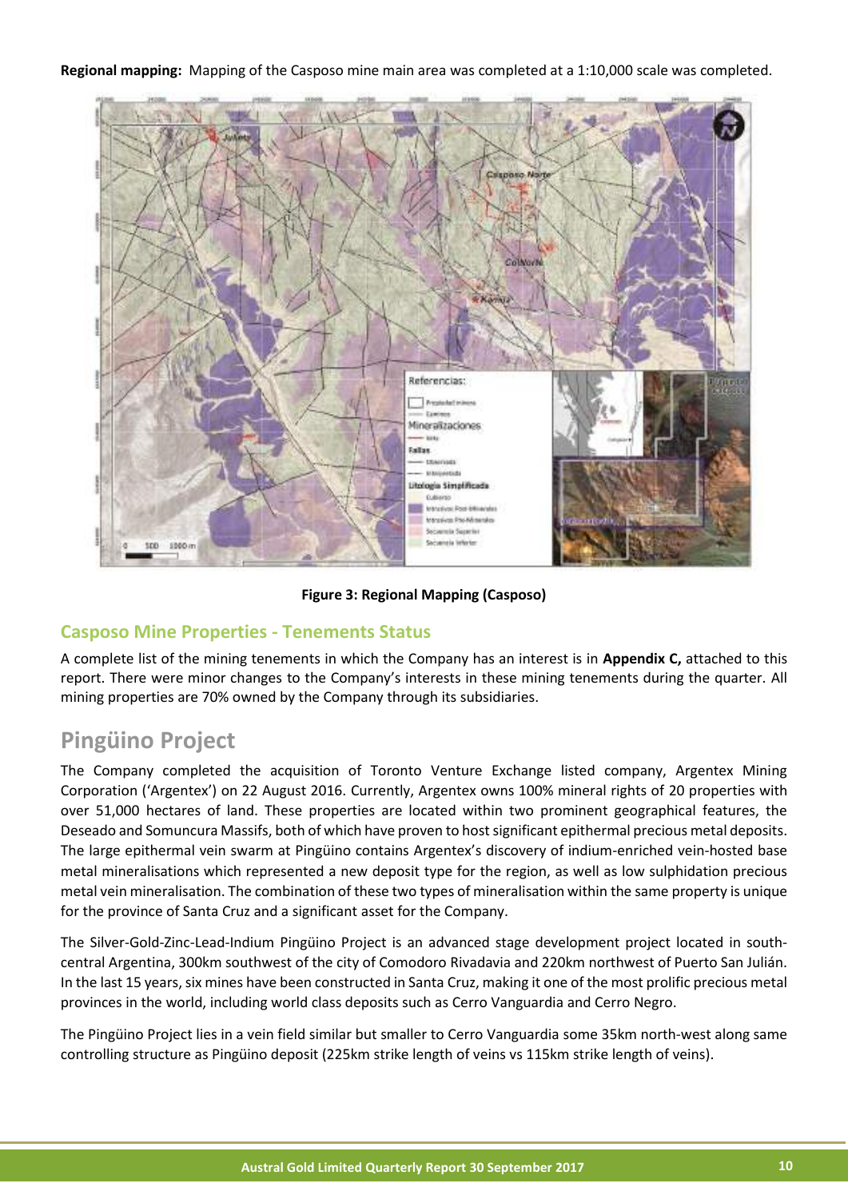**Regional mapping:** Mapping of the Casposo mine main area was completed at a 1:10,000 scale was completed.

**Figure 3: Regional Mapping (Casposo)**

## Casposo Mine Properties - Tenements Status

A complete list of the mining tenements in which the Company has an interest is in **Appendix C,** attached to this report. There were minor changes to the Company's interests in these mining tenements during the quarter. All mining properties are 70% owned by the Company through its subsidiaries.

# Pingüino Project

The Company completed the acquisition of Toronto Venture Exchange listed company, Argentex Mining Corporation ('Argentex') on 22 August 2016. Currently, Argentex owns 100% mineral rights of 20 properties with over 51,000 hectares of land. These properties are located within two prominent geographical features, the Deseado and Somuncura Massifs, both of which have proven to host significant epithermal precious metal deposits. The large epithermal vein swarm at Pingüino contains Argentex's discovery of indium-enriched vein-hosted base metal mineralisations which represented a new deposit type for the region, as well as low sulphidation precious metal vein mineralisation. The combination of these two types of mineralisation within the same property is unique for the province of Santa Cruz and a significant asset for the Company.

The Silver-Gold-Zinc-Lead-Indium Pingüino Project is an advanced stage development project located in south-central Argentina, 300km southwest of the city of Comodoro Rivadavia and 220km northwest of Puerto San Julián. In the last 15 years, six mines have been constructed in Santa Cruz, making it one of the most prolific precious metal provinces in the world, including world class deposits such as Cerro Vanguardia and Cerro Negro.

The Pingüino Project lies in a vein field similar but smaller to Cerro Vanguardia some 35km north-west along same controlling structure as Pingüino deposit (225km strike length of veins vs 115km strike length of veins).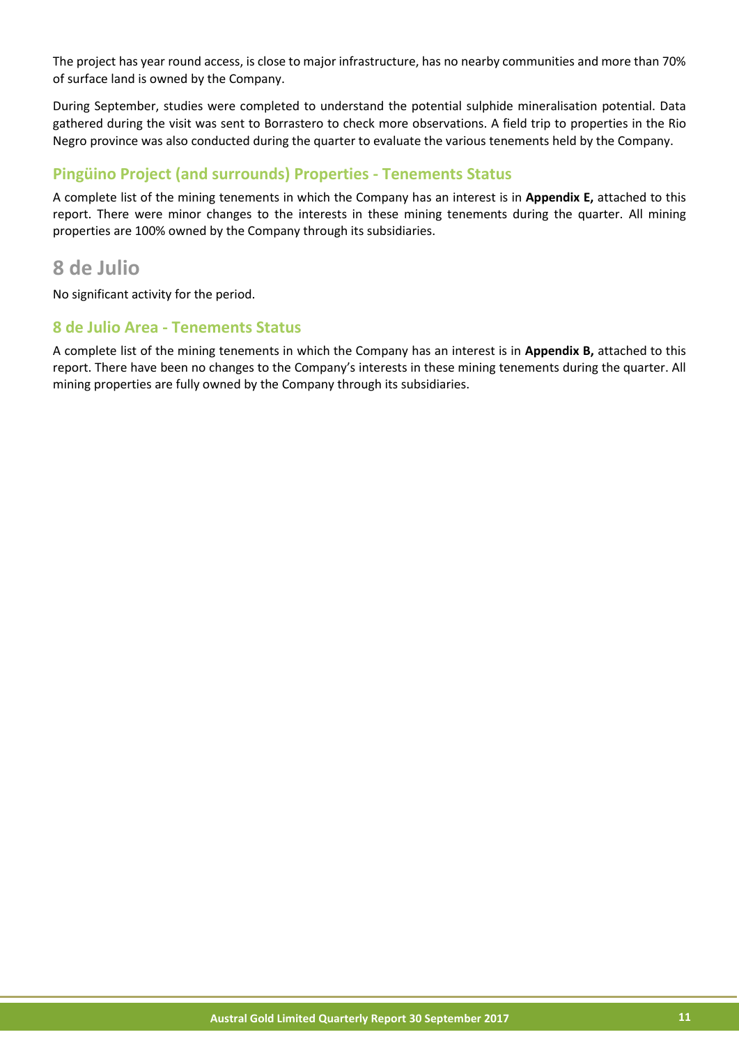The project has year round access, is close to major infrastructure, has no nearby communities and more than 70% of surface land is owned by the Company.

During September, studies were completed to understand the potential sulphide mineralisation potential. Data gathered during the visit was sent to Borrastero to check more observations. A field trip to properties in the Rio Negro province was also conducted during the quarter to evaluate the various tenements held by the Company.

### Pingüino Project (and surrounds) Properties - Tenements Status

A complete list of the mining tenements in which the Company has an interest is in **Appendix E,** attached to this report. There were minor changes to the interests in these mining tenements during the quarter. All mining properties are 100% owned by the Company through its subsidiaries.

## 8 de Julio

No significant activity for the period.

### 8 de Julio Area - Tenements Status

A complete list of the mining tenements in which the Company has an interest is in **Appendix B,** attached to this report. There have been no changes to the Company's interests in these mining tenements during the quarter. All mining properties are fully owned by the Company through its subsidiaries.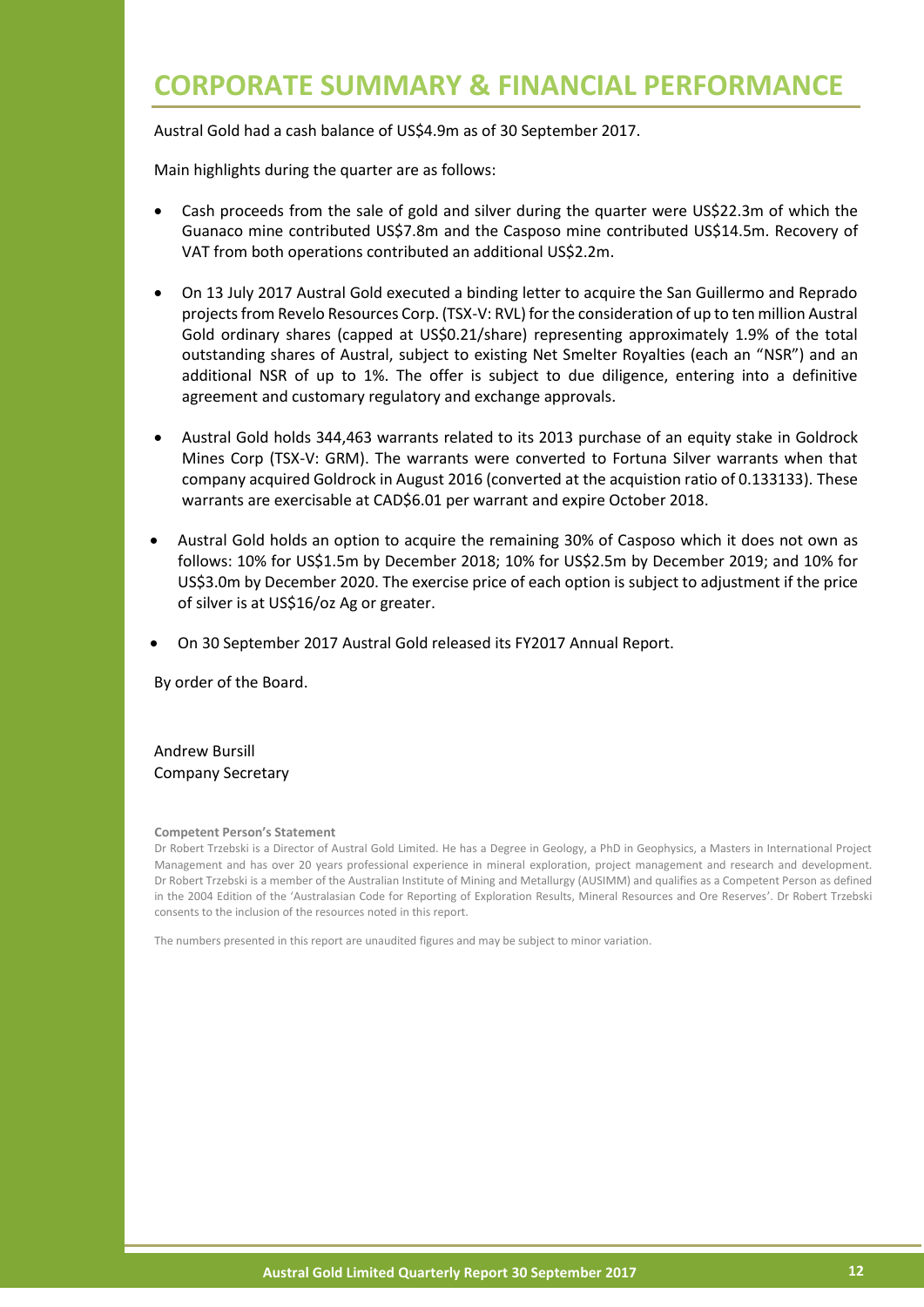# CORPORATE SUMMARY & FINANCIAL PERFORMANCE

Austral Gold had a cash balance of US$4.9m as of 30 September 2017.

Main highlights during the quarter are as follows:

- Cash proceeds from the sale of gold and silver during the quarter were US$22.3m of which the Guanaco mine contributed US$7.8m and the Casposo mine contributed US$14.5m. Recovery of VAT from both operations contributed an additional US$2.2m.

- On 13 July 2017 Austral Gold executed a binding letter to acquire the San Guillermo and Reprado projects from Revelo Resources Corp. (TSX-V: RVL) for the consideration of up to ten million Austral Gold ordinary shares (capped at US$0.21/share) representing approximately 1.9% of the total outstanding shares of Austral, subject to existing Net Smelter Royalties (each an "NSR") and an additional NSR of up to 1%. The offer is subject to due diligence, entering into a definitive agreement and customary regulatory and exchange approvals.

- Austral Gold holds 344,463 warrants related to its 2013 purchase of an equity stake in Goldrock Mines Corp (TSX-V: GRM). The warrants were converted to Fortuna Silver warrants when that company acquired Goldrock in August 2016 (converted at the acquistion ratio of 0.133133). These warrants are exercisable at CAD$6.01 per warrant and expire October 2018.

- Austral Gold holds an option to acquire the remaining 30% of Casposo which it does not own as follows: 10% for US$1.5m by December 2018; 10% for US$2.5m by December 2019; and 10% for US$3.0m by December 2020. The exercise price of each option is subject to adjustment if the price of silver is at US$16/oz Ag or greater.

- On 30 September 2017 Austral Gold released its FY2017 Annual Report.

By order of the Board.

Andrew Bursill
Company Secretary

**Competent Person's Statement**

Dr Robert Trzebski is a Director of Austral Gold Limited. He has a Degree in Geology, a PhD in Geophysics, a Masters in International Project Management and has over 20 years professional experience in mineral exploration, project management and research and development. Dr Robert Trzebski is a member of the Australian Institute of Mining and Metallurgy (AUSIMM) and qualifies as a Competent Person as defined in the 2004 Edition of the 'Australasian Code for Reporting of Exploration Results, Mineral Resources and Ore Reserves'. Dr Robert Trzebski consents to the inclusion of the resources noted in this report.

The numbers presented in this report are unaudited figures and may be subject to minor variation.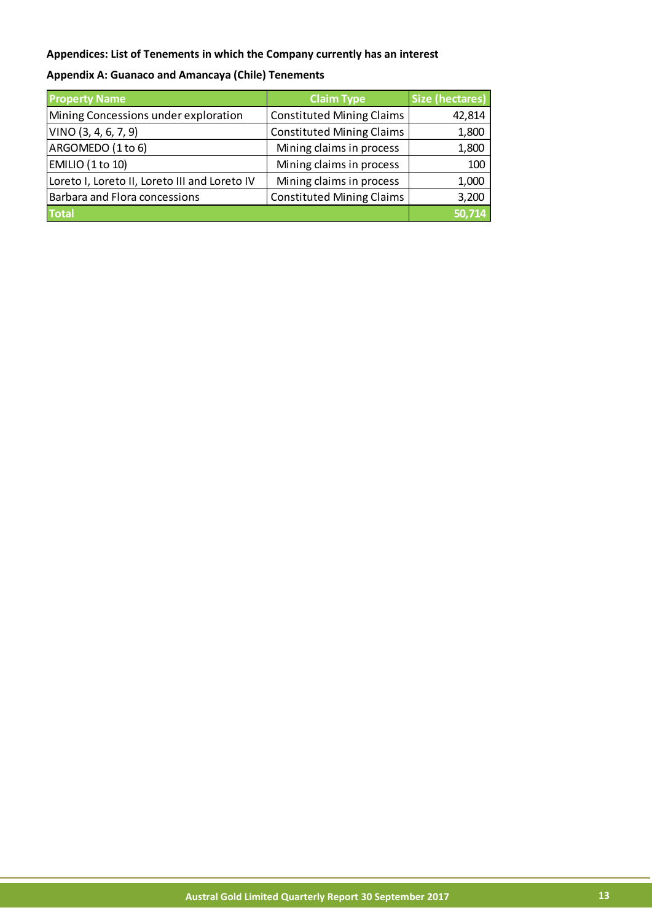**Appendices: List of Tenements in which the Company currently has an interest**

**Appendix A: Guanaco and Amancaya (Chile) Tenements**

| Property Name | Claim Type | Size (hectares) |
|---|---|---|
| Mining Concessions under exploration | Constituted Mining Claims | 42,814 |
| VINO (3, 4, 6, 7, 9) | Constituted Mining Claims | 1,800 |
| ARGOMEDO (1 to 6) | Mining claims in process | 1,800 |
| EMILIO (1 to 10) | Mining claims in process | 100 |
| Loreto I, Loreto II, Loreto III and Loreto IV | Mining claims in process | 1,000 |
| Barbara and Flora concessions | Constituted Mining Claims | 3,200 |
| **Total** | | **50,714** |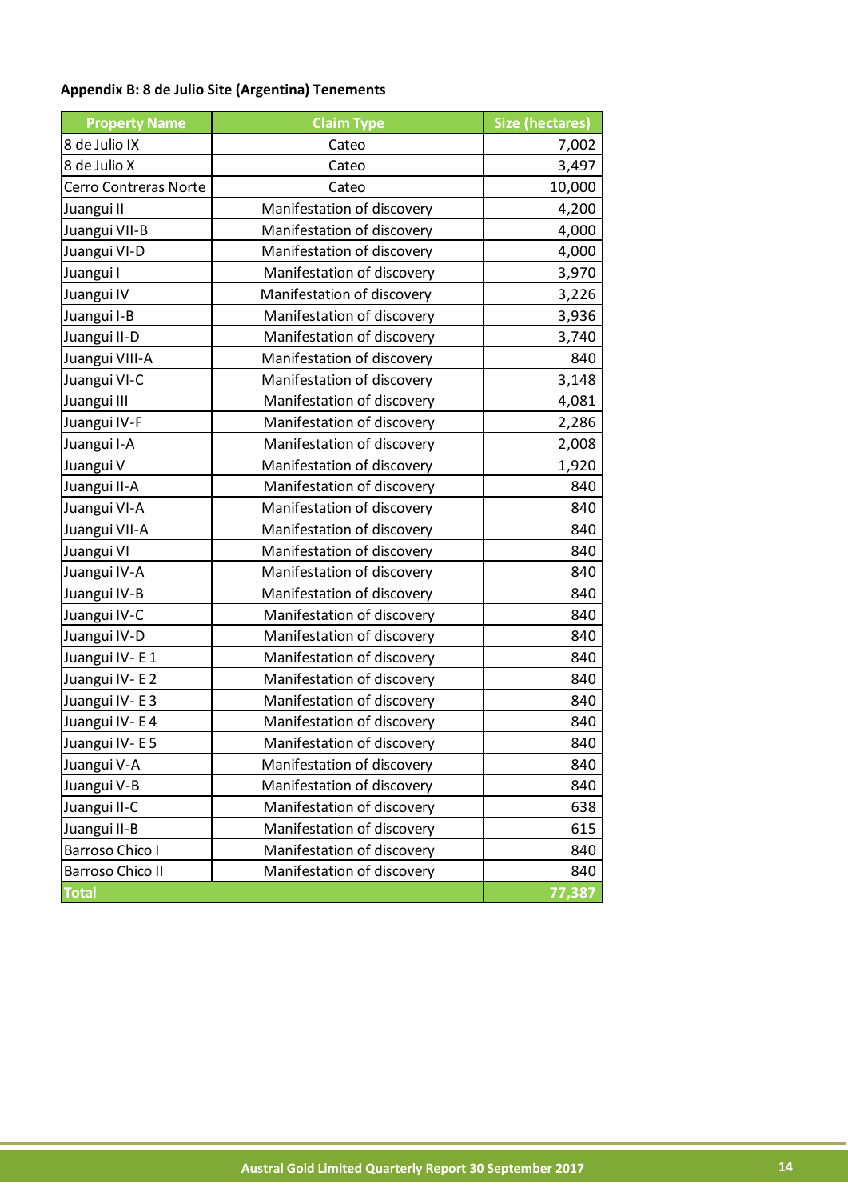**Appendix B: 8 de Julio Site (Argentina) Tenements**

| Property Name | Claim Type | Size (hectares) |
|---|---|---|
| 8 de Julio IX | Cateo | 7,002 |
| 8 de Julio X | Cateo | 3,497 |
| Cerro Contreras Norte | Cateo | 10,000 |
| Juangui II | Manifestation of discovery | 4,200 |
| Juangui VII-B | Manifestation of discovery | 4,000 |
| Juangui VI-D | Manifestation of discovery | 4,000 |
| Juangui I | Manifestation of discovery | 3,970 |
| Juangui IV | Manifestation of discovery | 3,226 |
| Juangui I-B | Manifestation of discovery | 3,936 |
| Juangui II-D | Manifestation of discovery | 3,740 |
| Juangui VIII-A | Manifestation of discovery | 840 |
| Juangui VI-C | Manifestation of discovery | 3,148 |
| Juangui III | Manifestation of discovery | 4,081 |
| Juangui IV-F | Manifestation of discovery | 2,286 |
| Juangui I-A | Manifestation of discovery | 2,008 |
| Juangui V | Manifestation of discovery | 1,920 |
| Juangui II-A | Manifestation of discovery | 840 |
| Juangui VI-A | Manifestation of discovery | 840 |
| Juangui VII-A | Manifestation of discovery | 840 |
| Juangui VI | Manifestation of discovery | 840 |
| Juangui IV-A | Manifestation of discovery | 840 |
| Juangui IV-B | Manifestation of discovery | 840 |
| Juangui IV-C | Manifestation of discovery | 840 |
| Juangui IV-D | Manifestation of discovery | 840 |
| Juangui IV- E 1 | Manifestation of discovery | 840 |
| Juangui IV- E 2 | Manifestation of discovery | 840 |
| Juangui IV- E 3 | Manifestation of discovery | 840 |
| Juangui IV- E 4 | Manifestation of discovery | 840 |
| Juangui IV- E 5 | Manifestation of discovery | 840 |
| Juangui V-A | Manifestation of discovery | 840 |
| Juangui V-B | Manifestation of discovery | 840 |
| Juangui II-C | Manifestation of discovery | 638 |
| Juangui II-B | Manifestation of discovery | 615 |
| Barroso Chico I | Manifestation of discovery | 840 |
| Barroso Chico II | Manifestation of discovery | 840 |
| **Total** | | **77,387** |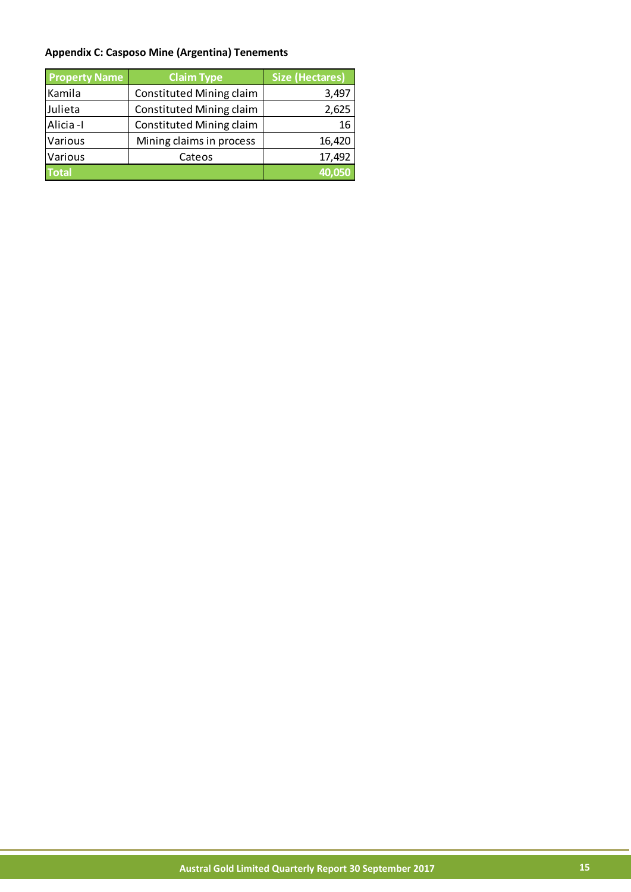**Appendix C: Casposo Mine (Argentina) Tenements**

| Property Name | Claim Type | Size (Hectares) |
|---|---|---|
| Kamila | Constituted Mining claim | 3,497 |
| Julieta | Constituted Mining claim | 2,625 |
| Alicia -I | Constituted Mining claim | 16 |
| Various | Mining claims in process | 16,420 |
| Various | Cateos | 17,492 |
| **Total** | | **40,050** |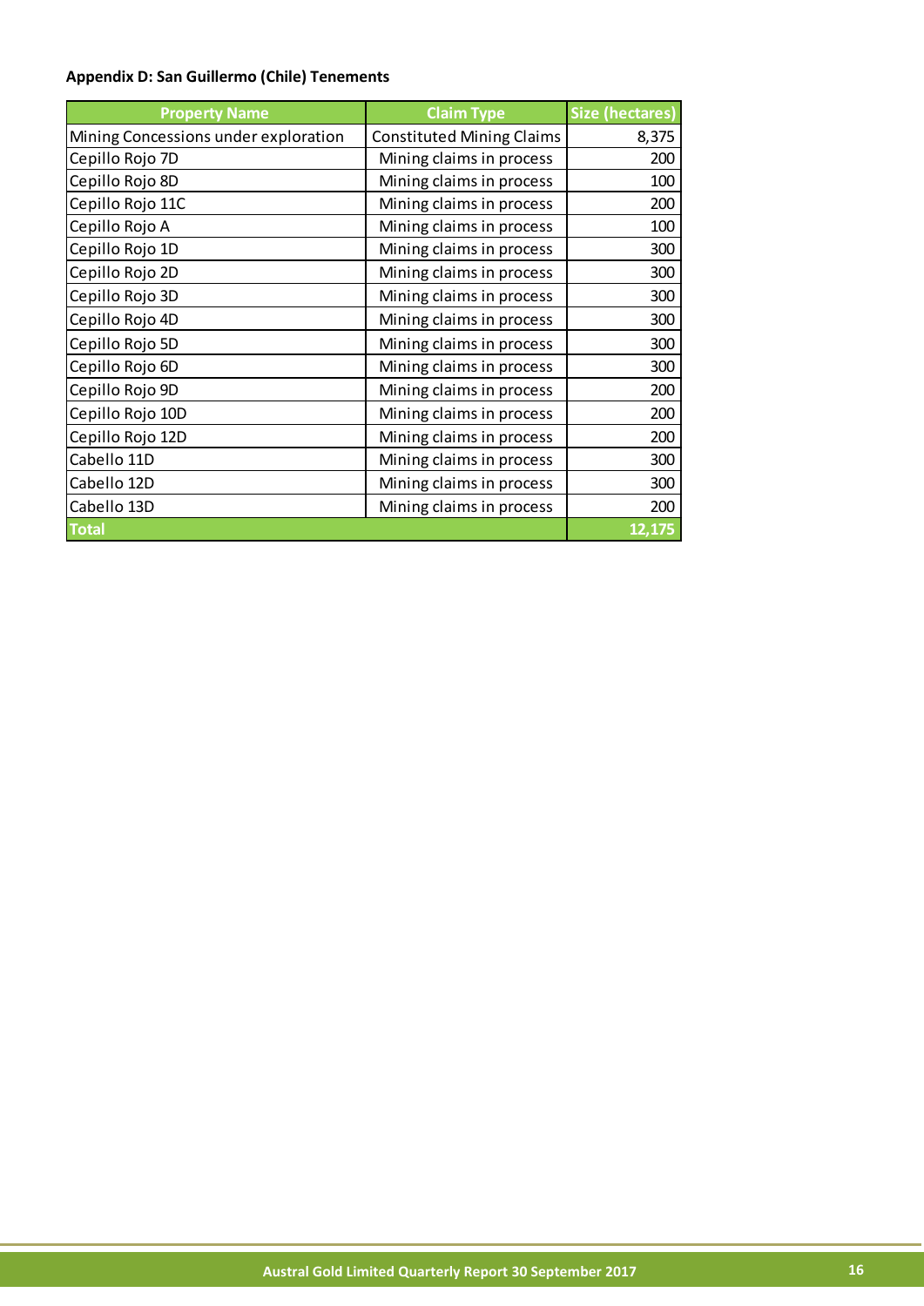**Appendix D: San Guillermo (Chile) Tenements**

| Property Name | Claim Type | Size (hectares) |
|---|---|---|
| Mining Concessions under exploration | Constituted Mining Claims | 8,375 |
| Cepillo Rojo 7D | Mining claims in process | 200 |
| Cepillo Rojo 8D | Mining claims in process | 100 |
| Cepillo Rojo 11C | Mining claims in process | 200 |
| Cepillo Rojo A | Mining claims in process | 100 |
| Cepillo Rojo 1D | Mining claims in process | 300 |
| Cepillo Rojo 2D | Mining claims in process | 300 |
| Cepillo Rojo 3D | Mining claims in process | 300 |
| Cepillo Rojo 4D | Mining claims in process | 300 |
| Cepillo Rojo 5D | Mining claims in process | 300 |
| Cepillo Rojo 6D | Mining claims in process | 300 |
| Cepillo Rojo 9D | Mining claims in process | 200 |
| Cepillo Rojo 10D | Mining claims in process | 200 |
| Cepillo Rojo 12D | Mining claims in process | 200 |
| Cabello 11D | Mining claims in process | 300 |
| Cabello 12D | Mining claims in process | 300 |
| Cabello 13D | Mining claims in process | 200 |
| **Total** | | **12,175** |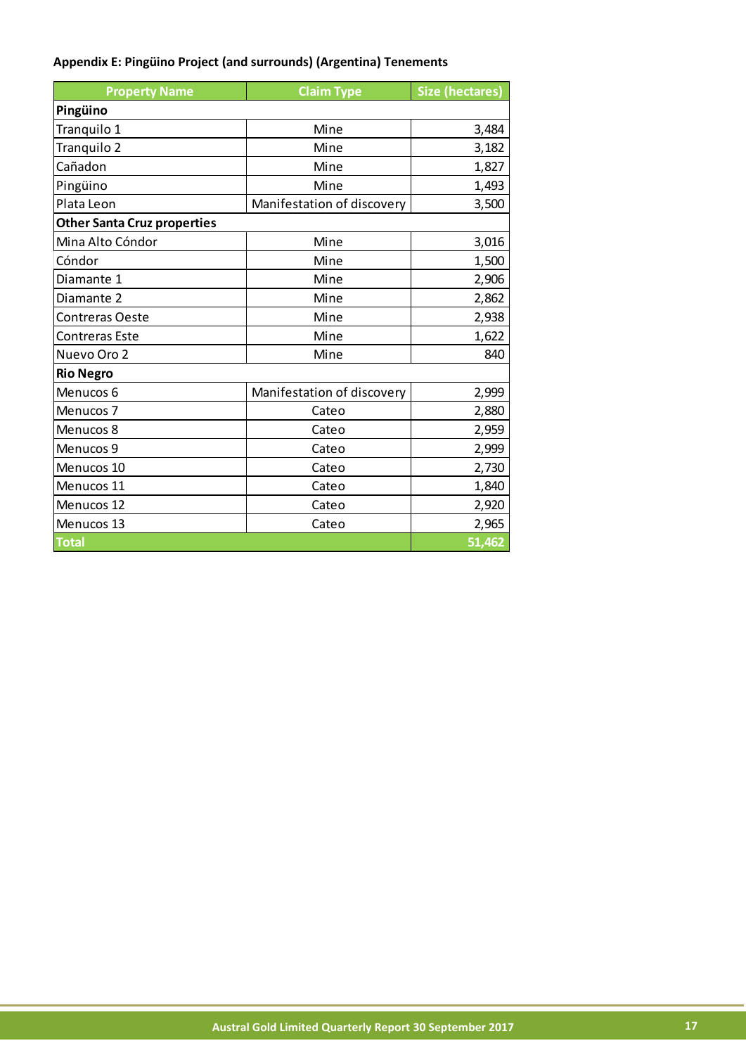**Appendix E: Pingüino Project (and surrounds) (Argentina) Tenements**

| Property Name | Claim Type | Size (hectares) |
|---|---|---|
| **Pingüino** | | |
| Tranquilo 1 | Mine | 3,484 |
| Tranquilo 2 | Mine | 3,182 |
| Cañadon | Mine | 1,827 |
| Pingüino | Mine | 1,493 |
| Plata Leon | Manifestation of discovery | 3,500 |
| **Other Santa Cruz properties** | | |
| Mina Alto Cóndor | Mine | 3,016 |
| Cóndor | Mine | 1,500 |
| Diamante 1 | Mine | 2,906 |
| Diamante 2 | Mine | 2,862 |
| Contreras Oeste | Mine | 2,938 |
| Contreras Este | Mine | 1,622 |
| Nuevo Oro 2 | Mine | 840 |
| **Rio Negro** | | |
| Menucos 6 | Manifestation of discovery | 2,999 |
| Menucos 7 | Cateo | 2,880 |
| Menucos 8 | Cateo | 2,959 |
| Menucos 9 | Cateo | 2,999 |
| Menucos 10 | Cateo | 2,730 |
| Menucos 11 | Cateo | 1,840 |
| Menucos 12 | Cateo | 2,920 |
| Menucos 13 | Cateo | 2,965 |
| **Total** | | **51,462** |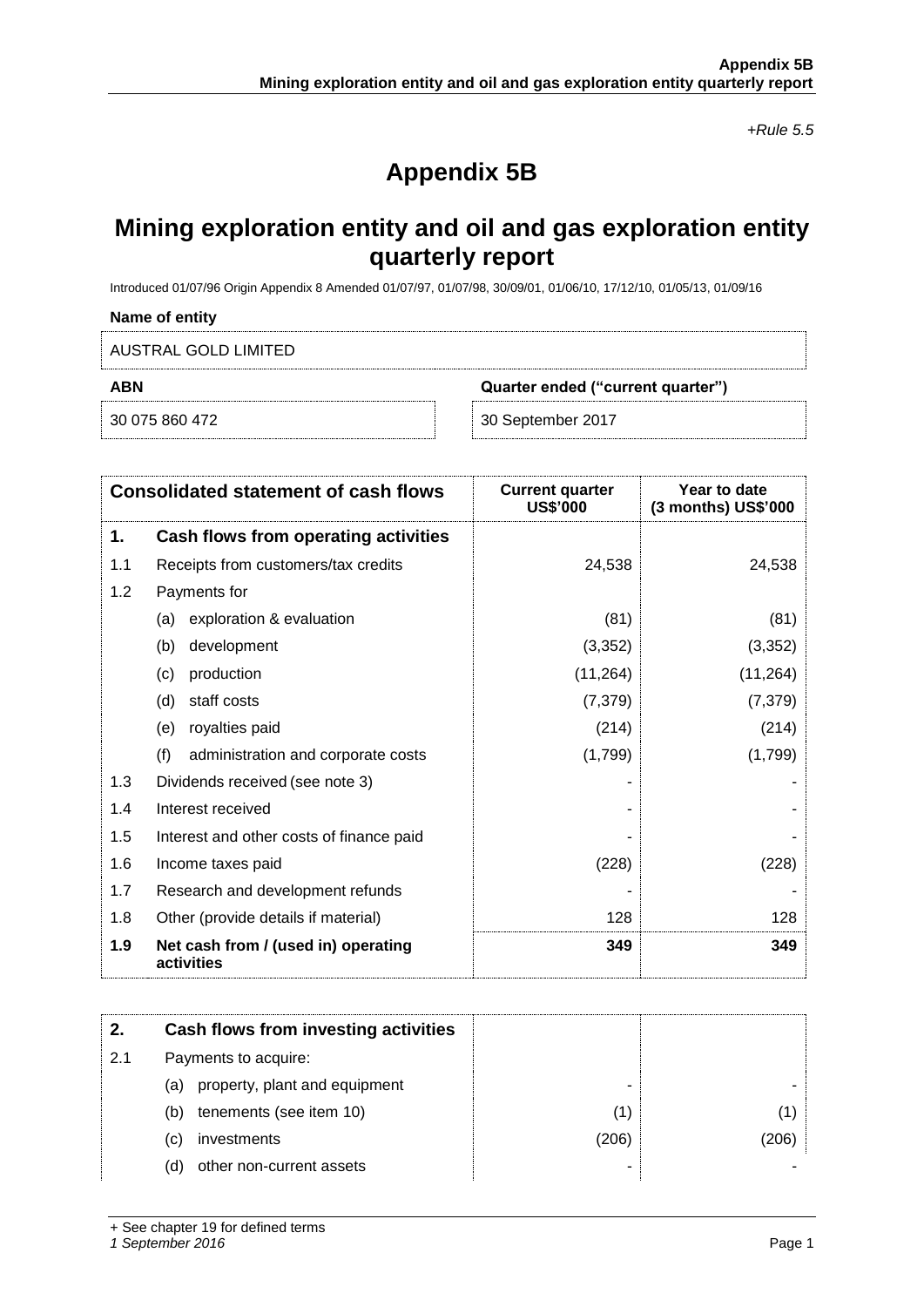*+Rule 5.5*

# Appendix 5B

## Mining exploration entity and oil and gas exploration entity quarterly report

Introduced 01/07/96 Origin Appendix 8 Amended 01/07/97, 01/07/98, 30/09/01, 01/06/10, 17/12/10, 01/05/13, 01/09/16

**Name of entity**

AUSTRAL GOLD LIMITED

| **ABN** | **Quarter ended ("current quarter")** |
|---|---|
| 30 075 860 472 | 30 September 2017 |

| **Consolidated statement of cash flows** | | **Current quarter US$'000** | **Year to date (3 months) US$'000** |
|---|---|---|---|
| **1.** | **Cash flows from operating activities** | | |
| 1.1 | Receipts from customers/tax credits | 24,538 | 24,538 |
| 1.2 | Payments for | | |
| | (a) exploration & evaluation | (81) | (81) |
| | (b) development | (3,352) | (3,352) |
| | (c) production | (11,264) | (11,264) |
| | (d) staff costs | (7,379) | (7,379) |
| | (e) royalties paid | (214) | (214) |
| | (f) administration and corporate costs | (1,799) | (1,799) |
| 1.3 | Dividends received (see note 3) | - | - |
| 1.4 | Interest received | - | - |
| 1.5 | Interest and other costs of finance paid | - | - |
| 1.6 | Income taxes paid | (228) | (228) |
| 1.7 | Research and development refunds | - | - |
| 1.8 | Other (provide details if material) | 128 | 128 |
| **1.9** | **Net cash from / (used in) operating activities** | **349** | **349** |

| **2.** | **Cash flows from investing activities** | | |
|---|---|---|---|
| 2.1 | Payments to acquire: | | |
| | (a) property, plant and equipment | - | - |
| | (b) tenements (see item 10) | (1) | (1) |
| | (c) investments | (206) | (206) |
| | (d) other non-current assets | - | - |

+ See chapter 19 for defined terms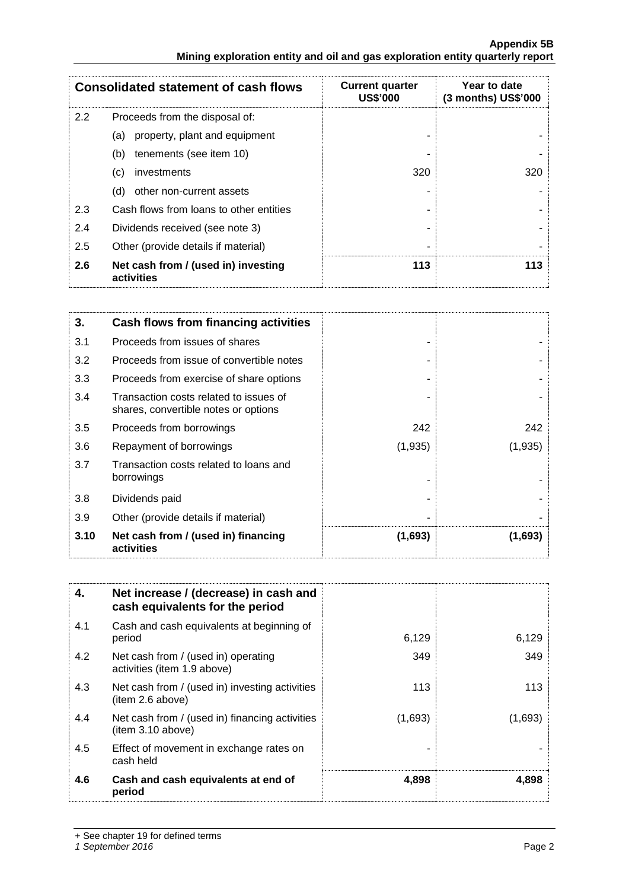| Consolidated statement of cash flows | | Current quarter US$'000 | Year to date (3 months) US$'000 |
|---|---|---|---|
| 2.2 | Proceeds from the disposal of: | | |
| | (a) property, plant and equipment | - | - |
| | (b) tenements (see item 10) | - | - |
| | (c) investments | 320 | 320 |
| | (d) other non-current assets | - | - |
| 2.3 | Cash flows from loans to other entities | - | - |
| 2.4 | Dividends received (see note 3) | - | - |
| 2.5 | Other (provide details if material) | - | - |
| **2.6** | **Net cash from / (used in) investing activities** | **113** | **113** |

| **3.** | **Cash flows from financing activities** | | |
|---|---|---|---|
| 3.1 | Proceeds from issues of shares | - | - |
| 3.2 | Proceeds from issue of convertible notes | - | - |
| 3.3 | Proceeds from exercise of share options | - | - |
| 3.4 | Transaction costs related to issues of shares, convertible notes or options | - | - |
| 3.5 | Proceeds from borrowings | 242 | 242 |
| 3.6 | Repayment of borrowings | (1,935) | (1,935) |
| 3.7 | Transaction costs related to loans and borrowings | - | - |
| 3.8 | Dividends paid | - | - |
| 3.9 | Other (provide details if material) | - | - |
| **3.10** | **Net cash from / (used in) financing activities** | **(1,693)** | **(1,693)** |

| **4.** | **Net increase / (decrease) in cash and cash equivalents for the period** | | |
|---|---|---|---|
| 4.1 | Cash and cash equivalents at beginning of period | 6,129 | 6,129 |
| 4.2 | Net cash from / (used in) operating activities (item 1.9 above) | 349 | 349 |
| 4.3 | Net cash from / (used in) investing activities (item 2.6 above) | 113 | 113 |
| 4.4 | Net cash from / (used in) financing activities (item 3.10 above) | (1,693) | (1,693) |
| 4.5 | Effect of movement in exchange rates on cash held | - | - |
| **4.6** | **Cash and cash equivalents at end of period** | **4,898** | **4,898** |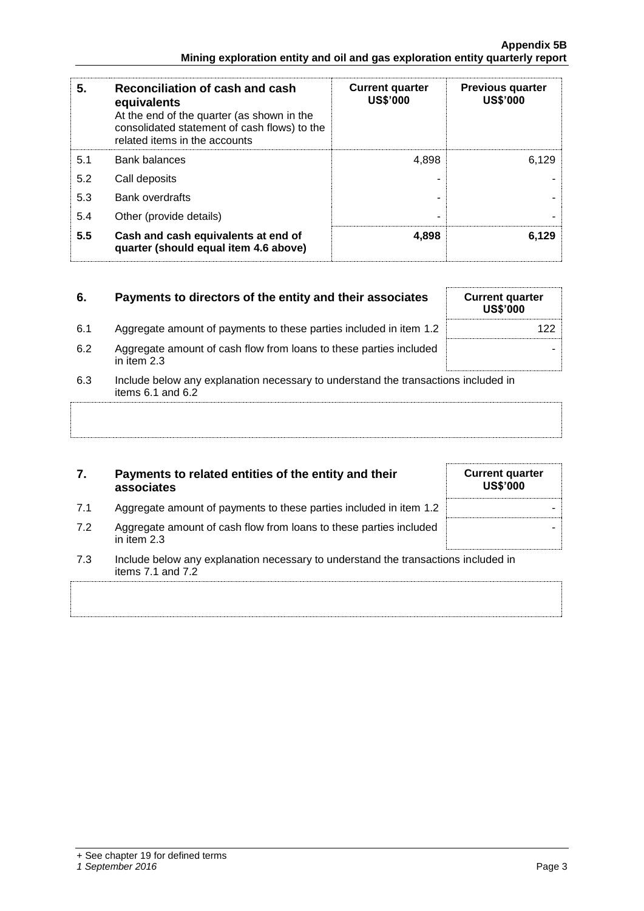| 5. | Reconciliation of cash and cash equivalents<br>At the end of the quarter (as shown in the consolidated statement of cash flows) to the related items in the accounts | Current quarter US$'000 | Previous quarter US$'000 |
|---|---|---|---|
| 5.1 | Bank balances | 4,898 | 6,129 |
| 5.2 | Call deposits | - | - |
| 5.3 | Bank overdrafts | - | - |
| 5.4 | Other (provide details) | - | - |
| **5.5** | **Cash and cash equivalents at end of quarter (should equal item 4.6 above)** | **4,898** | **6,129** |

| 6. | Payments to directors of the entity and their associates | Current quarter US$'000 |
|---|---|---|
| 6.1 | Aggregate amount of payments to these parties included in item 1.2 | 122 |
| 6.2 | Aggregate amount of cash flow from loans to these parties included in item 2.3 | - |

6.3 Include below any explanation necessary to understand the transactions included in items 6.1 and 6.2

| 7. | Payments to related entities of the entity and their associates | Current quarter US$'000 |
|---|---|---|
| 7.1 | Aggregate amount of payments to these parties included in item 1.2 | - |
| 7.2 | Aggregate amount of cash flow from loans to these parties included in item 2.3 | - |

7.3 Include below any explanation necessary to understand the transactions included in items 7.1 and 7.2

+ See chapter 19 for defined terms

*1 September 2016*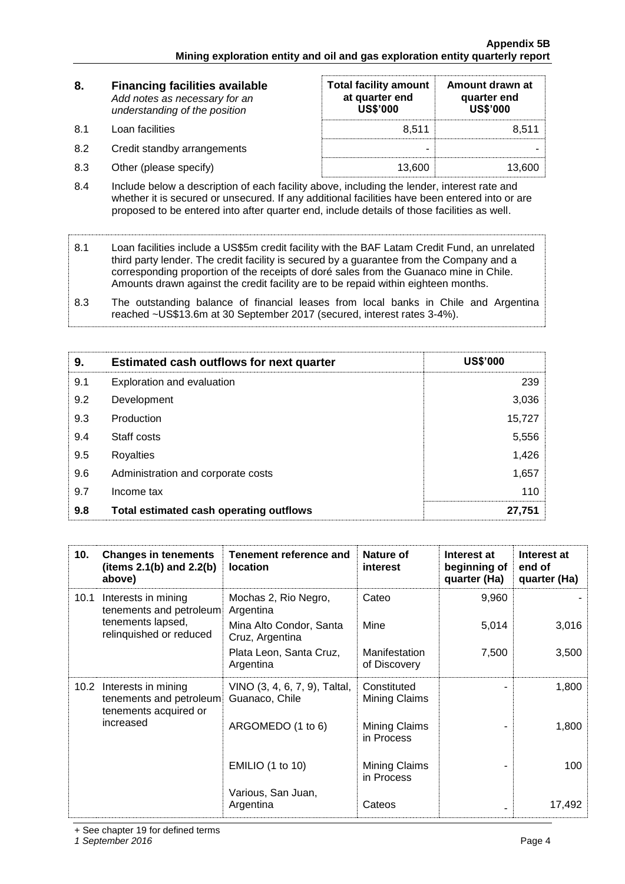| 8. | Financing facilities available *Add notes as necessary for an understanding of the position* | Total facility amount at quarter end US$'000 | Amount drawn at quarter end US$'000 |
|---|---|---|---|
| 8.1 | Loan facilities | 8,511 | 8,511 |
| 8.2 | Credit standby arrangements | - | - |
| 8.3 | Other (please specify) | 13,600 | 13,600 |

8.4 Include below a description of each facility above, including the lender, interest rate and whether it is secured or unsecured. If any additional facilities have been entered into or are proposed to be entered into after quarter end, include details of those facilities as well.

8.1 Loan facilities include a US$5m credit facility with the BAF Latam Credit Fund, an unrelated third party lender. The credit facility is secured by a guarantee from the Company and a corresponding proportion of the receipts of doré sales from the Guanaco mine in Chile. Amounts drawn against the credit facility are to be repaid within eighteen months.

8.3 The outstanding balance of financial leases from local banks in Chile and Argentina reached ~US$13.6m at 30 September 2017 (secured, interest rates 3-4%).

| 9. | Estimated cash outflows for next quarter | US$'000 |
|---|---|---|
| 9.1 | Exploration and evaluation | 239 |
| 9.2 | Development | 3,036 |
| 9.3 | Production | 15,727 |
| 9.4 | Staff costs | 5,556 |
| 9.5 | Royalties | 1,426 |
| 9.6 | Administration and corporate costs | 1,657 |
| 9.7 | Income tax | 110 |
| **9.8** | **Total estimated cash operating outflows** | **27,751** |

| 10. | Changes in tenements (items 2.1(b) and 2.2(b) above) | Tenement reference and location | Nature of interest | Interest at beginning of quarter (Ha) | Interest at end of quarter (Ha) |
|---|---|---|---|---|---|
| 10.1 | Interests in mining tenements and petroleum tenements lapsed, relinquished or reduced | Mochas 2, Rio Negro, Argentina | Cateo | 9,960 | - |
| | | Mina Alto Condor, Santa Cruz, Argentina | Mine | 5,014 | 3,016 |
| | | Plata Leon, Santa Cruz, Argentina | Manifestation of Discovery | 7,500 | 3,500 |
| 10.2 | Interests in mining tenements and petroleum tenements acquired or increased | VINO (3, 4, 6, 7, 9), Taltal, Guanaco, Chile | Constituted Mining Claims | - | 1,800 |
| | | ARGOMEDO (1 to 6) | Mining Claims in Process | - | 1,800 |
| | | EMILIO (1 to 10) | Mining Claims in Process | - | 100 |
| | | Various, San Juan, Argentina | Cateos | - | 17,492 |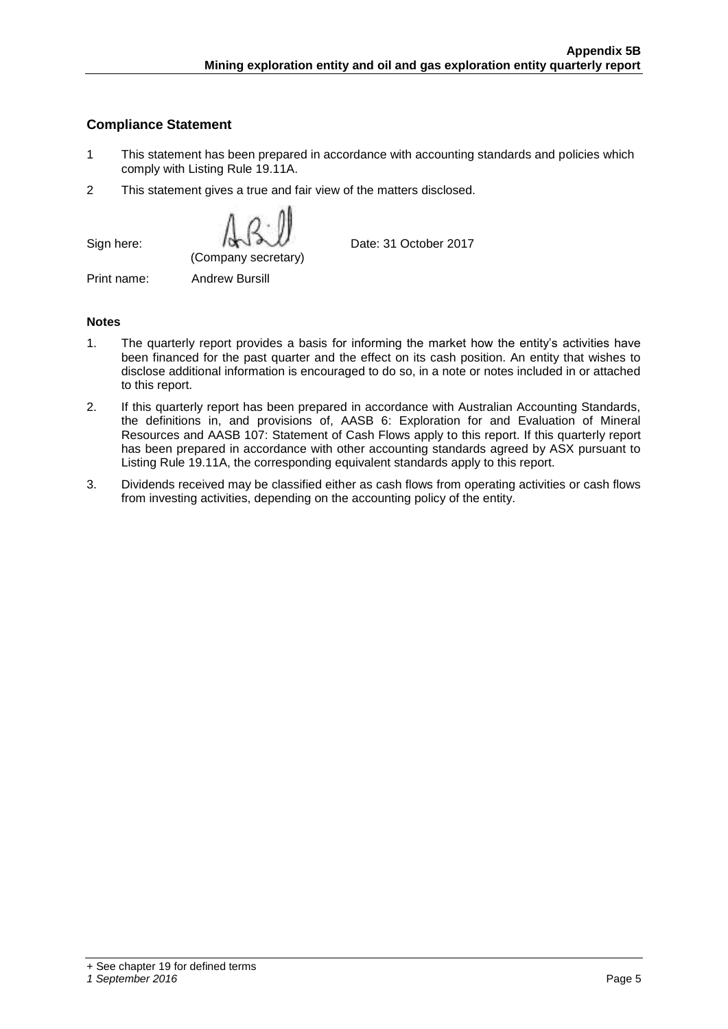## Compliance Statement

1 This statement has been prepared in accordance with accounting standards and policies which comply with Listing Rule 19.11A.

2 This statement gives a true and fair view of the matters disclosed.

Sign here: (Company secretary) Date: 31 October 2017

Print name: Andrew Bursill

### Notes

1. The quarterly report provides a basis for informing the market how the entity's activities have been financed for the past quarter and the effect on its cash position. An entity that wishes to disclose additional information is encouraged to do so, in a note or notes included in or attached to this report.

2. If this quarterly report has been prepared in accordance with Australian Accounting Standards, the definitions in, and provisions of, AASB 6: Exploration for and Evaluation of Mineral Resources and AASB 107: Statement of Cash Flows apply to this report. If this quarterly report has been prepared in accordance with other accounting standards agreed by ASX pursuant to Listing Rule 19.11A, the corresponding equivalent standards apply to this report.

3. Dividends received may be classified either as cash flows from operating activities or cash flows from investing activities, depending on the accounting policy of the entity.